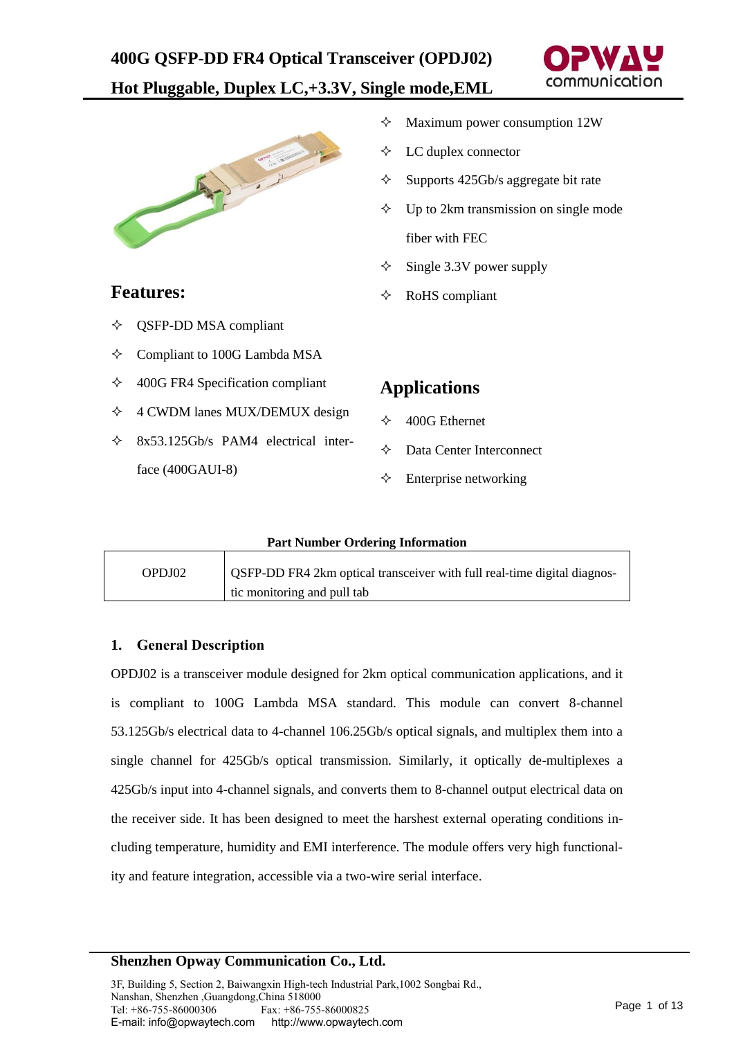# 400G QSFP-DD FR4 Optical Transceiver (OPDJ02)

## Hot Pluggable, Duplex LC,+3.3V, Single mode,EML

## Features:

- QSFP-DD MSA compliant
- Compliant to 100G Lambda MSA
- 400G FR4 Specification compliant
- 4 CWDM lanes MUX/DEMUX design
- 8x53.125Gb/s PAM4 electrical interface (400GAUI-8)
- Maximum power consumption 12W
- LC duplex connector
- Supports 425Gb/s aggregate bit rate
- Up to 2km transmission on single mode fiber with FEC
- Single 3.3V power supply
- RoHS compliant

## Applications

- 400G Ethernet
- Data Center Interconnect
- Enterprise networking

**Part Number Ordering Information**

| | |
|---|---|
| OPDJ02 | QSFP-DD FR4 2km optical transceiver with full real-time digital diagnostic monitoring and pull tab |

## 1. General Description

OPDJ02 is a transceiver module designed for 2km optical communication applications, and it is compliant to 100G Lambda MSA standard. This module can convert 8-channel 53.125Gb/s electrical data to 4-channel 106.25Gb/s optical signals, and multiplex them into a single channel for 425Gb/s optical transmission. Similarly, it optically de-multiplexes a 425Gb/s input into 4-channel signals, and converts them to 8-channel output electrical data on the receiver side. It has been designed to meet the harshest external operating conditions including temperature, humidity and EMI interference. The module offers very high functionality and feature integration, accessible via a two-wire serial interface.

**Shenzhen Opway Communication Co., Ltd.**

3F, Building 5, Section 2, Baiwangxin High-tech Industrial Park,1002 Songbai Rd., Nanshan, Shenzhen ,Guangdong,China 518000
Tel: +86-755-86000306 Fax: +86-755-86000825
E-mail: info@opwaytech.com http://www.opwaytech.com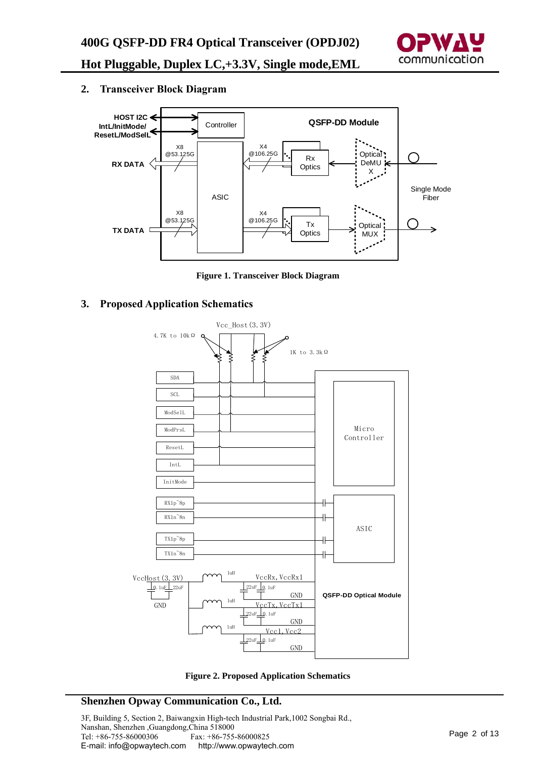## 2. Transceiver Block Diagram

**Figure 1. Transceiver Block Diagram**

## 3. Proposed Application Schematics

**Figure 2. Proposed Application Schematics**

**Shenzhen Opway Communication Co., Ltd.**

3F, Building 5, Section 2, Baiwangxin High-tech Industrial Park,1002 Songbai Rd.,
Nanshan, Shenzhen ,Guangdong,China 518000
Tel: +86-755-86000306 Fax: +86-755-86000825
E-mail: info@opwaytech.com http://www.opwaytech.com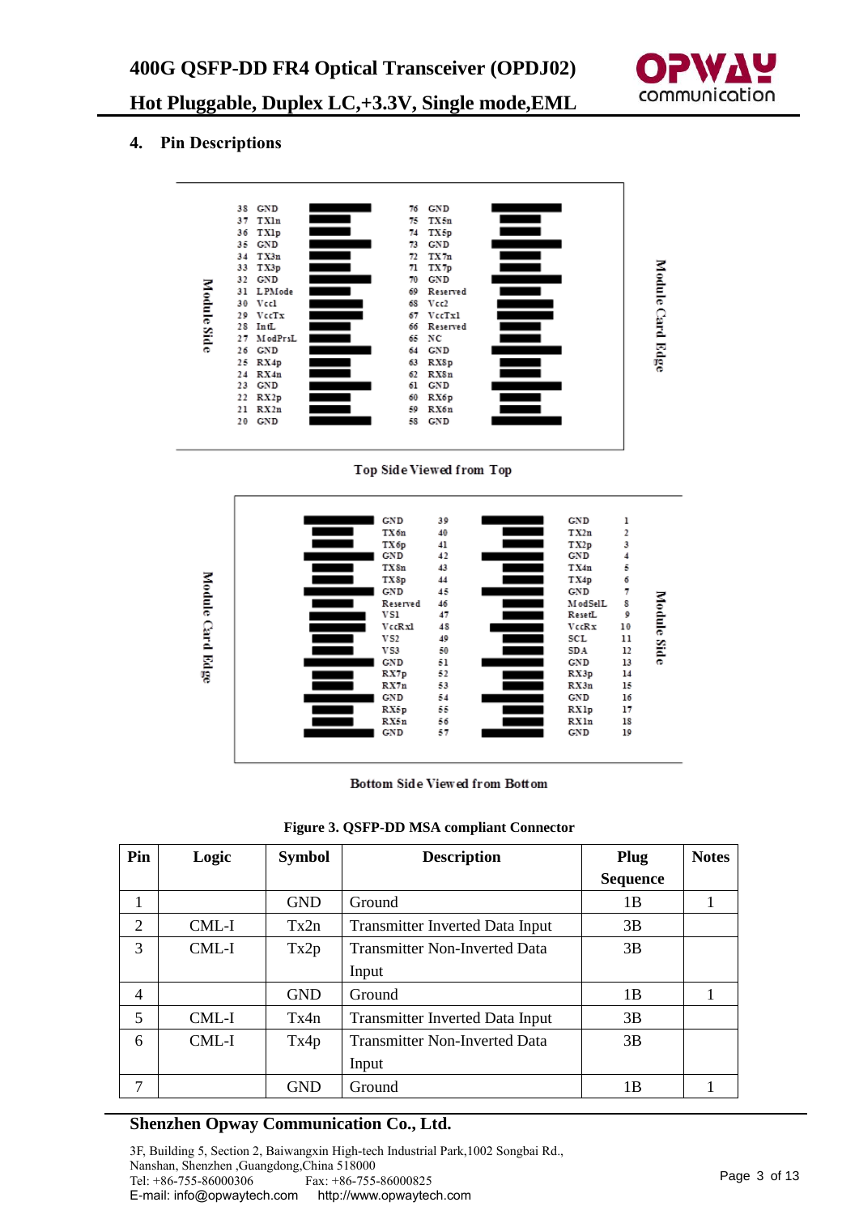## 4. Pin Descriptions

**Top Side Viewed from Top**

| Pin | Symbol | Pin | Symbol |
|---|---|---|---|
| 38 | GND | 76 | GND |
| 37 | TX1n | 75 | TX5n |
| 36 | TX1p | 74 | TX5p |
| 35 | GND | 73 | GND |
| 34 | TX3n | 72 | TX7n |
| 33 | TX3p | 71 | TX7p |
| 32 | GND | 70 | GND |
| 31 | LPMode | 69 | Reserved |
| 30 | Vcc1 | 68 | Vcc2 |
| 29 | VccTx | 67 | VccTx1 |
| 28 | IntL | 66 | Reserved |
| 27 | ModPrsL | 65 | NC |
| 26 | GND | 64 | GND |
| 25 | RX4p | 63 | RX8p |
| 24 | RX4n | 62 | RX8n |
| 23 | GND | 61 | GND |
| 22 | RX2p | 60 | RX6p |
| 21 | RX2n | 59 | RX6n |
| 20 | GND | 58 | GND |

**Bottom Side Viewed from Bottom**

| Symbol | Pin | Symbol | Pin |
|---|---|---|---|
| GND | 39 | GND | 1 |
| TX6n | 40 | TX2n | 2 |
| TX6p | 41 | TX2p | 3 |
| GND | 42 | GND | 4 |
| TX8n | 43 | TX4n | 5 |
| TX8p | 44 | TX4p | 6 |
| GND | 45 | GND | 7 |
| Reserved | 46 | ModSelL | 8 |
| VS1 | 47 | ResetL | 9 |
| VccRx1 | 48 | VccRx | 10 |
| VS2 | 49 | SCL | 11 |
| VS3 | 50 | SDA | 12 |
| GND | 51 | GND | 13 |
| RX7p | 52 | RX3p | 14 |
| RX7n | 53 | RX3n | 15 |
| GND | 54 | GND | 16 |
| RX5p | 55 | RX1p | 17 |
| RX5n | 56 | RX1n | 18 |
| GND | 57 | GND | 19 |

**Figure 3. QSFP-DD MSA compliant Connector**

| Pin | Logic | Symbol | Description | Plug Sequence | Notes |
|---|---|---|---|---|---|
| 1 | | GND | Ground | 1B | 1 |
| 2 | CML-I | Tx2n | Transmitter Inverted Data Input | 3B | |
| 3 | CML-I | Tx2p | Transmitter Non-Inverted Data Input | 3B | |
| 4 | | GND | Ground | 1B | 1 |
| 5 | CML-I | Tx4n | Transmitter Inverted Data Input | 3B | |
| 6 | CML-I | Tx4p | Transmitter Non-Inverted Data Input | 3B | |
| 7 | | GND | Ground | 1B | 1 |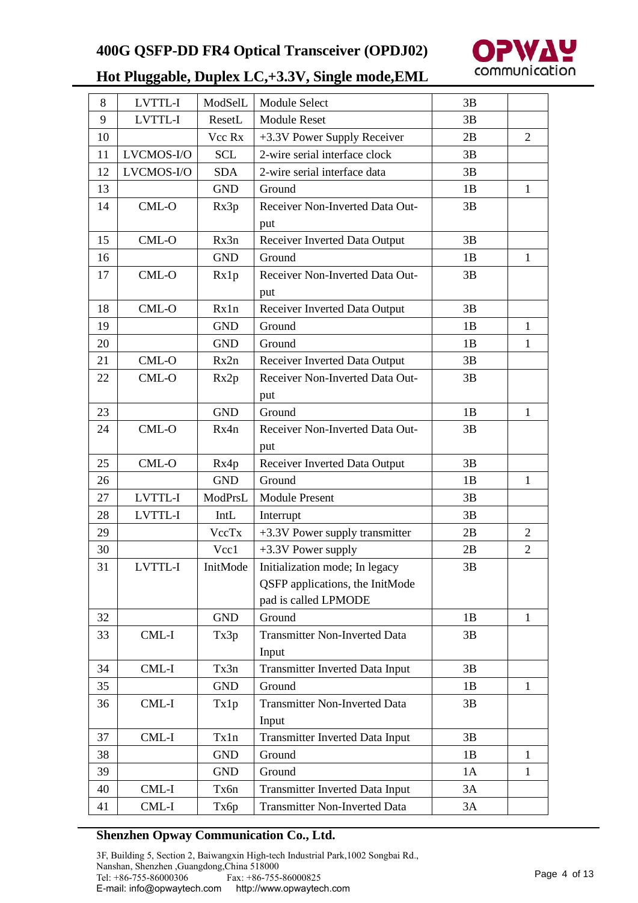| 8 | LVTTL-I | ModSelL | Module Select | 3B | |
|---|---|---|---|---|---|
| 9 | LVTTL-I | ResetL | Module Reset | 3B | |
| 10 | | Vcc Rx | +3.3V Power Supply Receiver | 2B | 2 |
| 11 | LVCMOS-I/O | SCL | 2-wire serial interface clock | 3B | |
| 12 | LVCMOS-I/O | SDA | 2-wire serial interface data | 3B | |
| 13 | | GND | Ground | 1B | 1 |
| 14 | CML-O | Rx3p | Receiver Non-Inverted Data Output | 3B | |
| 15 | CML-O | Rx3n | Receiver Inverted Data Output | 3B | |
| 16 | | GND | Ground | 1B | 1 |
| 17 | CML-O | Rx1p | Receiver Non-Inverted Data Output | 3B | |
| 18 | CML-O | Rx1n | Receiver Inverted Data Output | 3B | |
| 19 | | GND | Ground | 1B | 1 |
| 20 | | GND | Ground | 1B | 1 |
| 21 | CML-O | Rx2n | Receiver Inverted Data Output | 3B | |
| 22 | CML-O | Rx2p | Receiver Non-Inverted Data Output | 3B | |
| 23 | | GND | Ground | 1B | 1 |
| 24 | CML-O | Rx4n | Receiver Non-Inverted Data Output | 3B | |
| 25 | CML-O | Rx4p | Receiver Inverted Data Output | 3B | |
| 26 | | GND | Ground | 1B | 1 |
| 27 | LVTTL-I | ModPrsL | Module Present | 3B | |
| 28 | LVTTL-I | IntL | Interrupt | 3B | |
| 29 | | VccTx | +3.3V Power supply transmitter | 2B | 2 |
| 30 | | Vcc1 | +3.3V Power supply | 2B | 2 |
| 31 | LVTTL-I | InitMode | Initialization mode; In legacy QSFP applications, the InitMode pad is called LPMODE | 3B | |
| 32 | | GND | Ground | 1B | 1 |
| 33 | CML-I | Tx3p | Transmitter Non-Inverted Data Input | 3B | |
| 34 | CML-I | Tx3n | Transmitter Inverted Data Input | 3B | |
| 35 | | GND | Ground | 1B | 1 |
| 36 | CML-I | Tx1p | Transmitter Non-Inverted Data Input | 3B | |
| 37 | CML-I | Tx1n | Transmitter Inverted Data Input | 3B | |
| 38 | | GND | Ground | 1B | 1 |
| 39 | | GND | Ground | 1A | 1 |
| 40 | CML-I | Tx6n | Transmitter Inverted Data Input | 3A | |
| 41 | CML-I | Tx6p | Transmitter Non-Inverted Data | 3A | |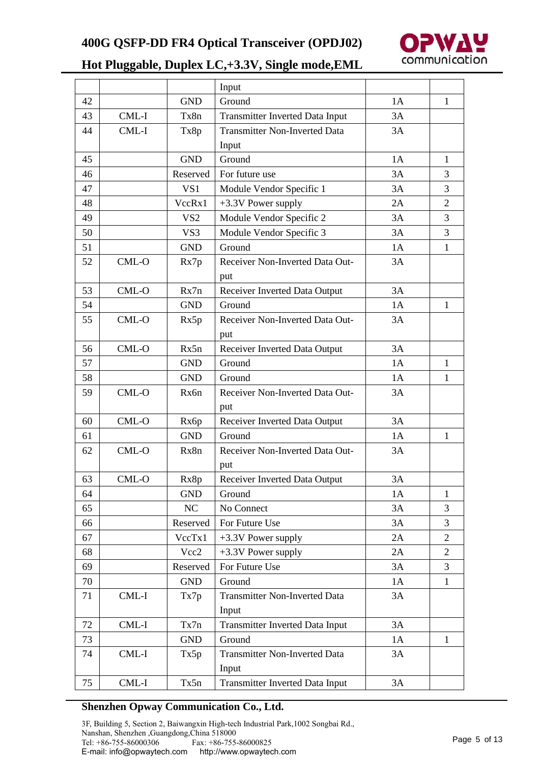| | | | Input | | |
|---|---|---|---|---|---|
| 42 | | GND | Ground | 1A | 1 |
| 43 | CML-I | Tx8n | Transmitter Inverted Data Input | 3A | |
| 44 | CML-I | Tx8p | Transmitter Non-Inverted Data Input | 3A | |
| 45 | | GND | Ground | 1A | 1 |
| 46 | | Reserved | For future use | 3A | 3 |
| 47 | | VS1 | Module Vendor Specific 1 | 3A | 3 |
| 48 | | VccRx1 | +3.3V Power supply | 2A | 2 |
| 49 | | VS2 | Module Vendor Specific 2 | 3A | 3 |
| 50 | | VS3 | Module Vendor Specific 3 | 3A | 3 |
| 51 | | GND | Ground | 1A | 1 |
| 52 | CML-O | Rx7p | Receiver Non-Inverted Data Output | 3A | |
| 53 | CML-O | Rx7n | Receiver Inverted Data Output | 3A | |
| 54 | | GND | Ground | 1A | 1 |
| 55 | CML-O | Rx5p | Receiver Non-Inverted Data Output | 3A | |
| 56 | CML-O | Rx5n | Receiver Inverted Data Output | 3A | |
| 57 | | GND | Ground | 1A | 1 |
| 58 | | GND | Ground | 1A | 1 |
| 59 | CML-O | Rx6n | Receiver Non-Inverted Data Output | 3A | |
| 60 | CML-O | Rx6p | Receiver Inverted Data Output | 3A | |
| 61 | | GND | Ground | 1A | 1 |
| 62 | CML-O | Rx8n | Receiver Non-Inverted Data Output | 3A | |
| 63 | CML-O | Rx8p | Receiver Inverted Data Output | 3A | |
| 64 | | GND | Ground | 1A | 1 |
| 65 | | NC | No Connect | 3A | 3 |
| 66 | | Reserved | For Future Use | 3A | 3 |
| 67 | | VccTx1 | +3.3V Power supply | 2A | 2 |
| 68 | | Vcc2 | +3.3V Power supply | 2A | 2 |
| 69 | | Reserved | For Future Use | 3A | 3 |
| 70 | | GND | Ground | 1A | 1 |
| 71 | CML-I | Tx7p | Transmitter Non-Inverted Data Input | 3A | |
| 72 | CML-I | Tx7n | Transmitter Inverted Data Input | 3A | |
| 73 | | GND | Ground | 1A | 1 |
| 74 | CML-I | Tx5p | Transmitter Non-Inverted Data Input | 3A | |
| 75 | CML-I | Tx5n | Transmitter Inverted Data Input | 3A | |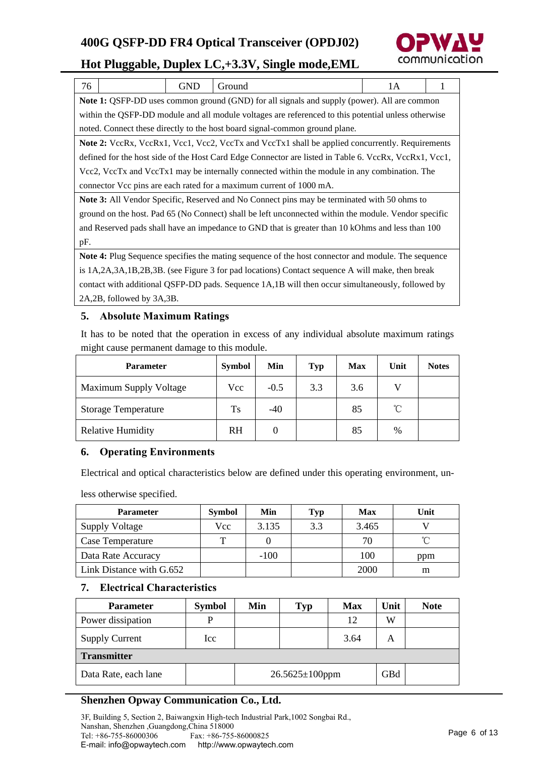| 76 | | GND | Ground | 1A | 1 |
|---|---|---|---|---|---|
| **Note 1:** QSFP-DD uses common ground (GND) for all signals and supply (power). All are common within the QSFP-DD module and all module voltages are referenced to this potential unless otherwise noted. Connect these directly to the host board signal-common ground plane. | | | | | |
| **Note 2:** VccRx, VccRx1, Vcc1, Vcc2, VccTx and VccTx1 shall be applied concurrently. Requirements defined for the host side of the Host Card Edge Connector are listed in Table 6. VccRx, VccRx1, Vcc1, Vcc2, VccTx and VccTx1 may be internally connected within the module in any combination. The connector Vcc pins are each rated for a maximum current of 1000 mA. | | | | | |
| **Note 3:** All Vendor Specific, Reserved and No Connect pins may be terminated with 50 ohms to ground on the host. Pad 65 (No Connect) shall be left unconnected within the module. Vendor specific and Reserved pads shall have an impedance to GND that is greater than 10 kOhms and less than 100 pF. | | | | | |
| **Note 4:** Plug Sequence specifies the mating sequence of the host connector and module. The sequence is 1A,2A,3A,1B,2B,3B. (see Figure 3 for pad locations) Contact sequence A will make, then break contact with additional QSFP-DD pads. Sequence 1A,1B will then occur simultaneously, followed by 2A,2B, followed by 3A,3B. | | | | | |

## 5. Absolute Maximum Ratings

It has to be noted that the operation in excess of any individual absolute maximum ratings might cause permanent damage to this module.

| Parameter | Symbol | Min | Typ | Max | Unit | Notes |
|---|---|---|---|---|---|---|
| Maximum Supply Voltage | Vcc | -0.5 | 3.3 | 3.6 | V | |
| Storage Temperature | Ts | -40 | | 85 | ℃ | |
| Relative Humidity | RH | 0 | | 85 | % | |

## 6. Operating Environments

Electrical and optical characteristics below are defined under this operating environment, unless otherwise specified.

| Parameter | Symbol | Min | Typ | Max | Unit |
|---|---|---|---|---|---|
| Supply Voltage | Vcc | 3.135 | 3.3 | 3.465 | V |
| Case Temperature | T | 0 | | 70 | ℃ |
| Data Rate Accuracy | | -100 | | 100 | ppm |
| Link Distance with G.652 | | | | 2000 | m |

## 7. Electrical Characteristics

| Parameter | Symbol | Min | Typ | Max | Unit | Note |
|---|---|---|---|---|---|---|
| Power dissipation | P | | | 12 | W | |
| Supply Current | Icc | | | 3.64 | A | |
| **Transmitter** | | | | | | |
| Data Rate, each lane | | 26.5625±100ppm | | | GBd | |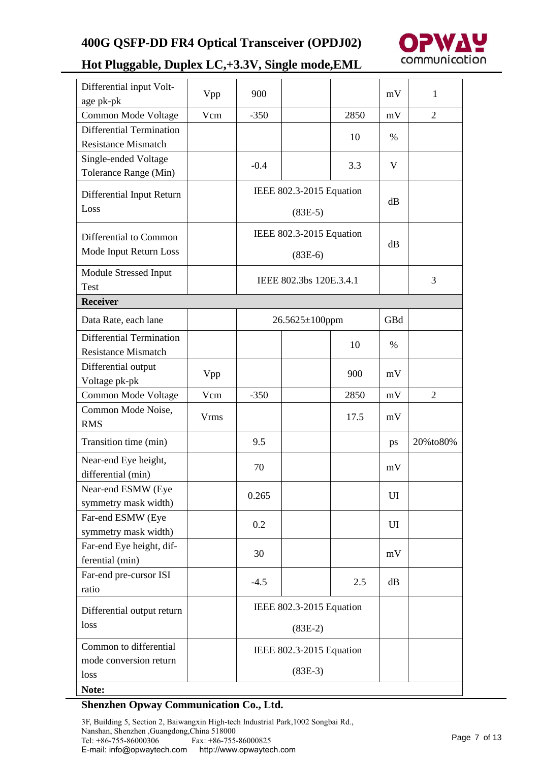| Differential input Voltage pk-pk | Vpp | 900 | | | mV | 1 |
|---|---|---|---|---|---|---|
| Common Mode Voltage | Vcm | -350 | | 2850 | mV | 2 |
| Differential Termination Resistance Mismatch | | | | 10 | % | |
| Single-ended Voltage Tolerance Range (Min) | | -0.4 | | 3.3 | V | |
| Differential Input Return Loss | | IEEE 802.3-2015 Equation (83E-5) | | | dB | |
| Differential to Common Mode Input Return Loss | | IEEE 802.3-2015 Equation (83E-6) | | | dB | |
| Module Stressed Input Test | | IEEE 802.3bs 120E.3.4.1 | | | | 3 |
| **Receiver** | | | | | | |
| Data Rate, each lane | | 26.5625±100ppm | | | GBd | |
| Differential Termination Resistance Mismatch | | | | 10 | % | |
| Differential output Voltage pk-pk | Vpp | | | 900 | mV | |
| Common Mode Voltage | Vcm | -350 | | 2850 | mV | 2 |
| Common Mode Noise, RMS | Vrms | | | 17.5 | mV | |
| Transition time (min) | | 9.5 | | | ps | 20%to80% |
| Near-end Eye height, differential (min) | | 70 | | | mV | |
| Near-end ESMW (Eye symmetry mask width) | | 0.265 | | | UI | |
| Far-end ESMW (Eye symmetry mask width) | | 0.2 | | | UI | |
| Far-end Eye height, differential (min) | | 30 | | | mV | |
| Far-end pre-cursor ISI ratio | | -4.5 | | 2.5 | dB | |
| Differential output return loss | | IEEE 802.3-2015 Equation (83E-2) | | | | |
| Common to differential mode conversion return loss | | IEEE 802.3-2015 Equation (83E-3) | | | | |
| **Note:** | | | | | | |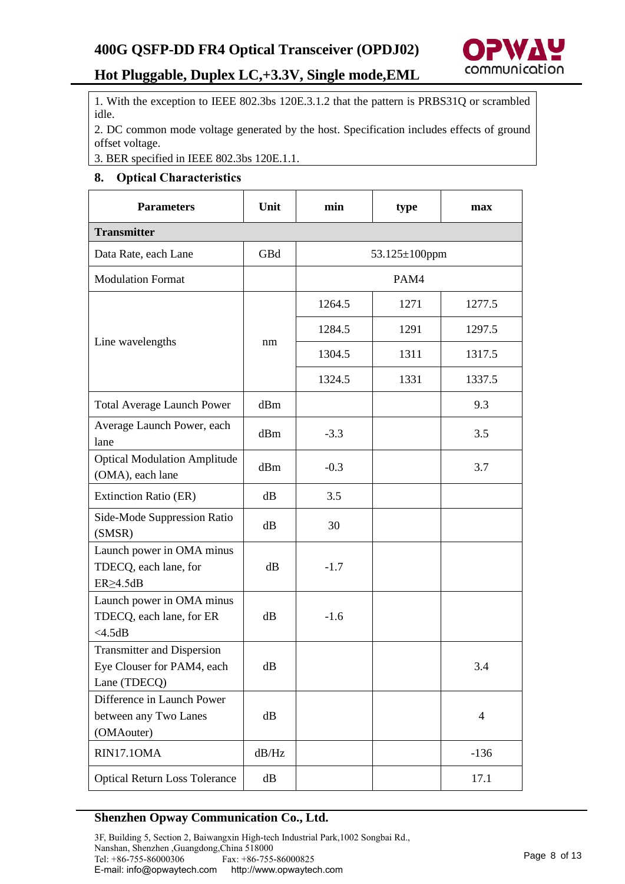1. With the exception to IEEE 802.3bs 120E.3.1.2 that the pattern is PRBS31Q or scrambled idle.
2. DC common mode voltage generated by the host. Specification includes effects of ground offset voltage.
3. BER specified in IEEE 802.3bs 120E.1.1.

## 8. Optical Characteristics

| Parameters | Unit | min | type | max |
|---|---|---|---|---|
| **Transmitter** | | | | |
| Data Rate, each Lane | GBd | 53.125±100ppm | | |
| Modulation Format | | PAM4 | | |
| Line wavelengths | nm | 1264.5 | 1271 | 1277.5 |
| | | 1284.5 | 1291 | 1297.5 |
| | | 1304.5 | 1311 | 1317.5 |
| | | 1324.5 | 1331 | 1337.5 |
| Total Average Launch Power | dBm | | | 9.3 |
| Average Launch Power, each lane | dBm | -3.3 | | 3.5 |
| Optical Modulation Amplitude (OMA), each lane | dBm | -0.3 | | 3.7 |
| Extinction Ratio (ER) | dB | 3.5 | | |
| Side-Mode Suppression Ratio (SMSR) | dB | 30 | | |
| Launch power in OMA minus TDECQ, each lane, for ER≥4.5dB | dB | -1.7 | | |
| Launch power in OMA minus TDECQ, each lane, for ER <4.5dB | dB | -1.6 | | |
| Transmitter and Dispersion Eye Clouser for PAM4, each Lane (TDECQ) | dB | | | 3.4 |
| Difference in Launch Power between any Two Lanes (OMAouter) | dB | | | 4 |
| RIN17.1OMA | dB/Hz | | | -136 |
| Optical Return Loss Tolerance | dB | | | 17.1 |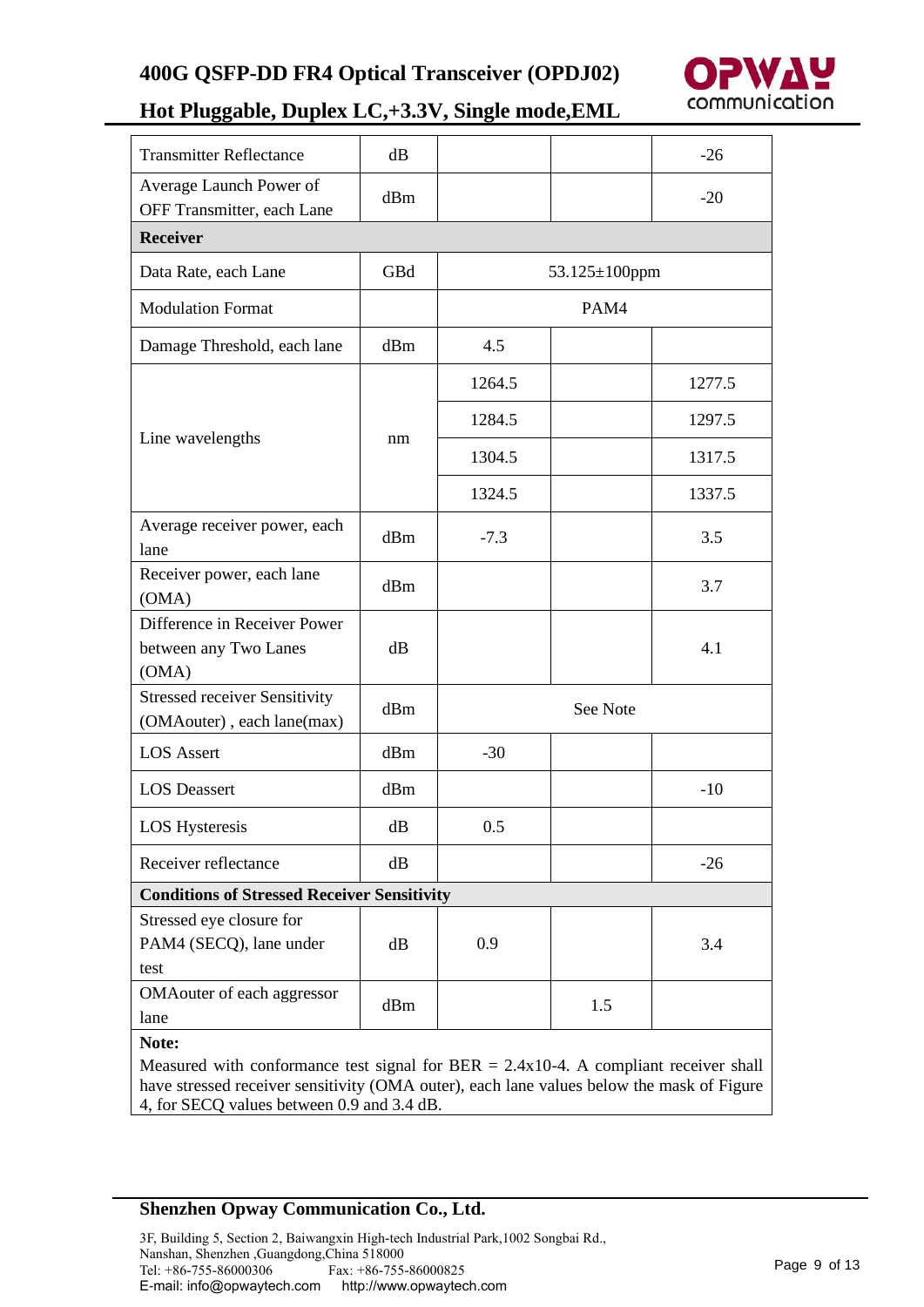| Transmitter Reflectance | dB | | | -26 |
|---|---|---|---|---|
| Average Launch Power of OFF Transmitter, each Lane | dBm | | | -20 |
| **Receiver** | | | | |
| Data Rate, each Lane | GBd | 53.125±100ppm | | |
| Modulation Format | | PAM4 | | |
| Damage Threshold, each lane | dBm | 4.5 | | |
| Line wavelengths | nm | 1264.5 | | 1277.5 |
| | | 1284.5 | | 1297.5 |
| | | 1304.5 | | 1317.5 |
| | | 1324.5 | | 1337.5 |
| Average receiver power, each lane | dBm | -7.3 | | 3.5 |
| Receiver power, each lane (OMA) | dBm | | | 3.7 |
| Difference in Receiver Power between any Two Lanes (OMA) | dB | | | 4.1 |
| Stressed receiver Sensitivity (OMAouter) , each lane(max) | dBm | See Note | | |
| LOS Assert | dBm | -30 | | |
| LOS Deassert | dBm | | | -10 |
| LOS Hysteresis | dB | 0.5 | | |
| Receiver reflectance | dB | | | -26 |
| **Conditions of Stressed Receiver Sensitivity** | | | | |
| Stressed eye closure for PAM4 (SECQ), lane under test | dB | 0.9 | | 3.4 |
| OMAouter of each aggressor lane | dBm | | 1.5 | |

**Note:**

Measured with conformance test signal for BER = 2.4x10-4. A compliant receiver shall have stressed receiver sensitivity (OMA outer), each lane values below the mask of Figure 4, for SECQ values between 0.9 and 3.4 dB.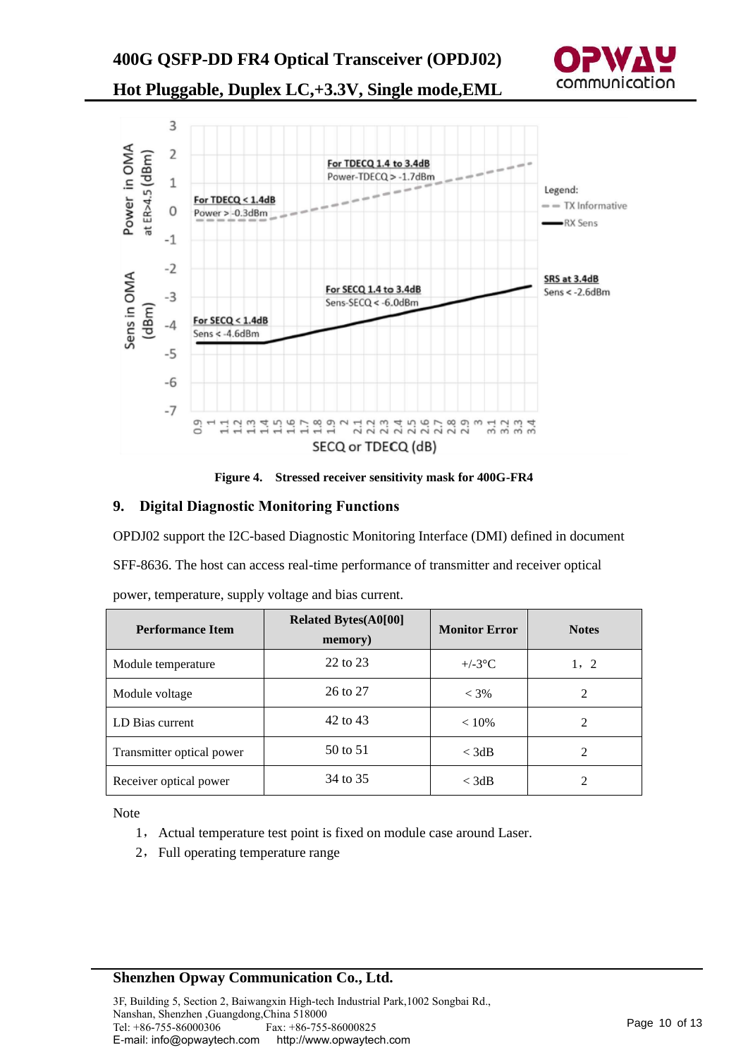Figure 4. Stressed receiver sensitivity mask for 400G-FR4

## 9. Digital Diagnostic Monitoring Functions

OPDJ02 support the I2C-based Diagnostic Monitoring Interface (DMI) defined in document SFF-8636. The host can access real-time performance of transmitter and receiver optical power, temperature, supply voltage and bias current.

| Performance Item | Related Bytes(A0[00] memory) | Monitor Error | Notes |
|---|---|---|---|
| Module temperature | 22 to 23 | +/-3°C | 1，2 |
| Module voltage | 26 to 27 | < 3% | 2 |
| LD Bias current | 42 to 43 | < 10% | 2 |
| Transmitter optical power | 50 to 51 | < 3dB | 2 |
| Receiver optical power | 34 to 35 | < 3dB | 2 |

Note

1， Actual temperature test point is fixed on module case around Laser.
2， Full operating temperature range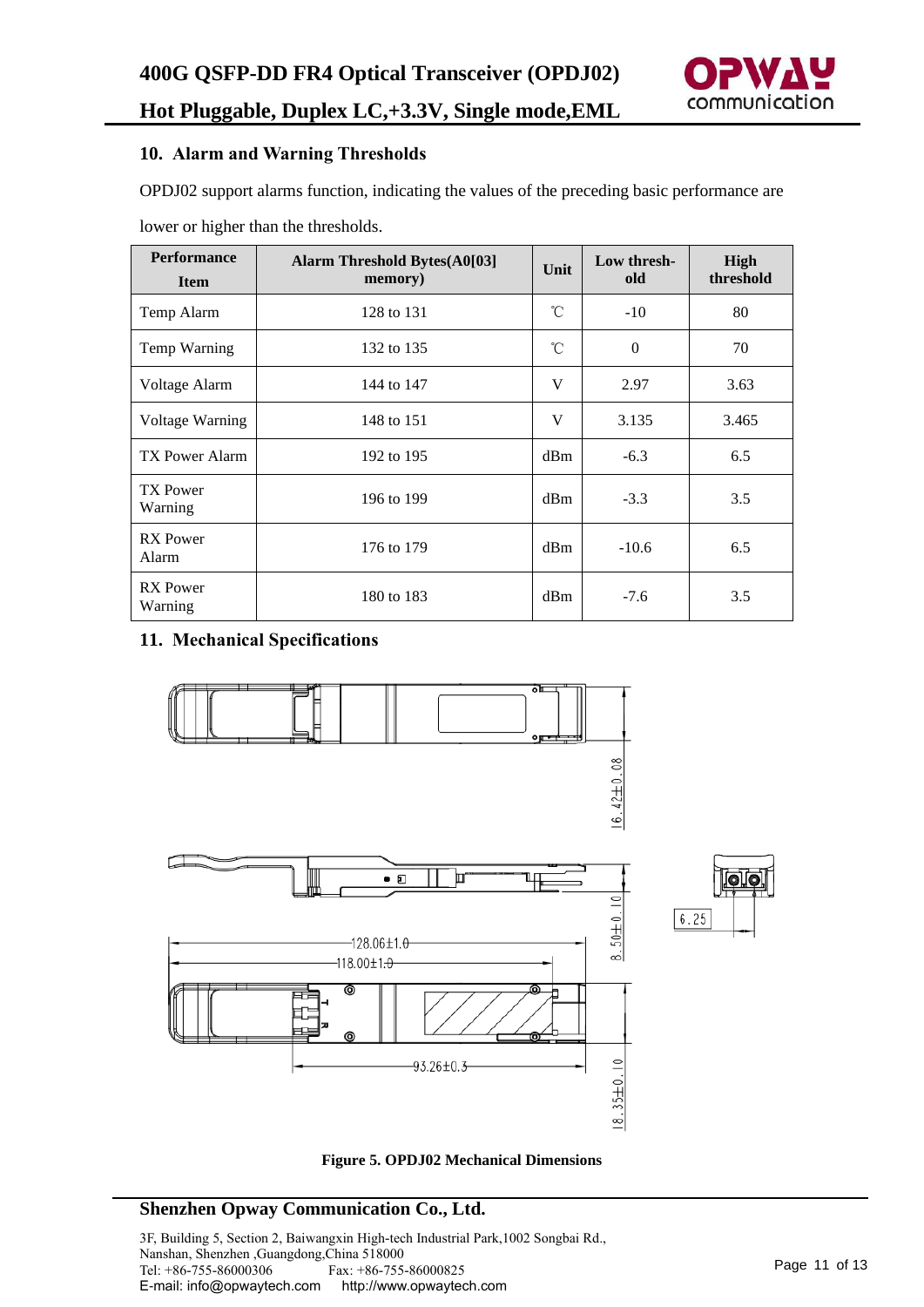## 10. Alarm and Warning Thresholds

OPDJ02 support alarms function, indicating the values of the preceding basic performance are lower or higher than the thresholds.

| Performance Item | Alarm Threshold Bytes(A0[03] memory) | Unit | Low threshold | High threshold |
|---|---|---|---|---|
| Temp Alarm | 128 to 131 | ℃ | -10 | 80 |
| Temp Warning | 132 to 135 | ℃ | 0 | 70 |
| Voltage Alarm | 144 to 147 | V | 2.97 | 3.63 |
| Voltage Warning | 148 to 151 | V | 3.135 | 3.465 |
| TX Power Alarm | 192 to 195 | dBm | -6.3 | 6.5 |
| TX Power Warning | 196 to 199 | dBm | -3.3 | 3.5 |
| RX Power Alarm | 176 to 179 | dBm | -10.6 | 6.5 |
| RX Power Warning | 180 to 183 | dBm | -7.6 | 3.5 |

## 11. Mechanical Specifications

16.42±0.08

8.50±0.10

6.25

128.06±1.0

118.00±1.0

93.26±0.3

18.35±0.10

**Figure 5. OPDJ02 Mechanical Dimensions**

**Shenzhen Opway Communication Co., Ltd.**

3F, Building 5, Section 2, Baiwangxin High-tech Industrial Park,1002 Songbai Rd., Nanshan, Shenzhen ,Guangdong,China 518000
Tel: +86-755-86000306 Fax: +86-755-86000825
E-mail: info@opwaytech.com http://www.opwaytech.com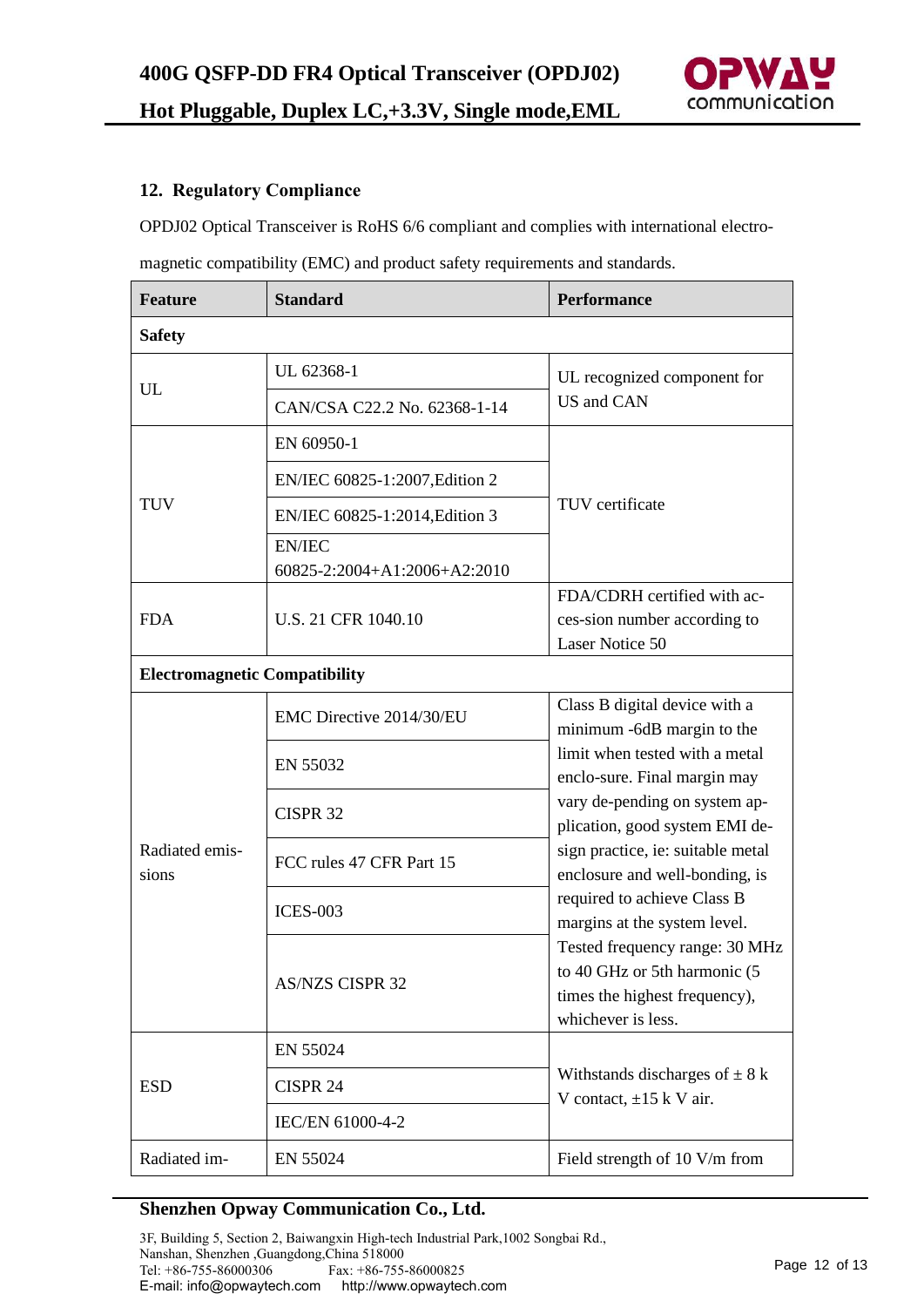## 12. Regulatory Compliance

OPDJ02 Optical Transceiver is RoHS 6/6 compliant and complies with international electro-magnetic compatibility (EMC) and product safety requirements and standards.

| Feature | Standard | Performance |
|---|---|---|
| **Safety** | | |
| UL | UL 62368-1 | UL recognized component for US and CAN |
| | CAN/CSA C22.2 No. 62368-1-14 | |
| TUV | EN 60950-1 | TUV certificate |
| | EN/IEC 60825-1:2007,Edition 2 | |
| | EN/IEC 60825-1:2014,Edition 3 | |
| | EN/IEC 60825-2:2004+A1:2006+A2:2010 | |
| FDA | U.S. 21 CFR 1040.10 | FDA/CDRH certified with ac-ces-sion number according to Laser Notice 50 |
| **Electromagnetic Compatibility** | | |
| Radiated emis-sions | EMC Directive 2014/30/EU | Class B digital device with a minimum -6dB margin to the limit when tested with a metal enclo-sure. Final margin may vary de-pending on system ap-plication, good system EMI de-sign practice, ie: suitable metal enclosure and well-bonding, is required to achieve Class B margins at the system level. Tested frequency range: 30 MHz to 40 GHz or 5th harmonic (5 times the highest frequency), whichever is less. |
| | EN 55032 | |
| | CISPR 32 | |
| | FCC rules 47 CFR Part 15 | |
| | ICES-003 | |
| | AS/NZS CISPR 32 | |
| ESD | EN 55024 | Withstands discharges of ± 8 k V contact, ±15 k V air. |
| | CISPR 24 | |
| | IEC/EN 61000-4-2 | |
| Radiated im- | EN 55024 | Field strength of 10 V/m from |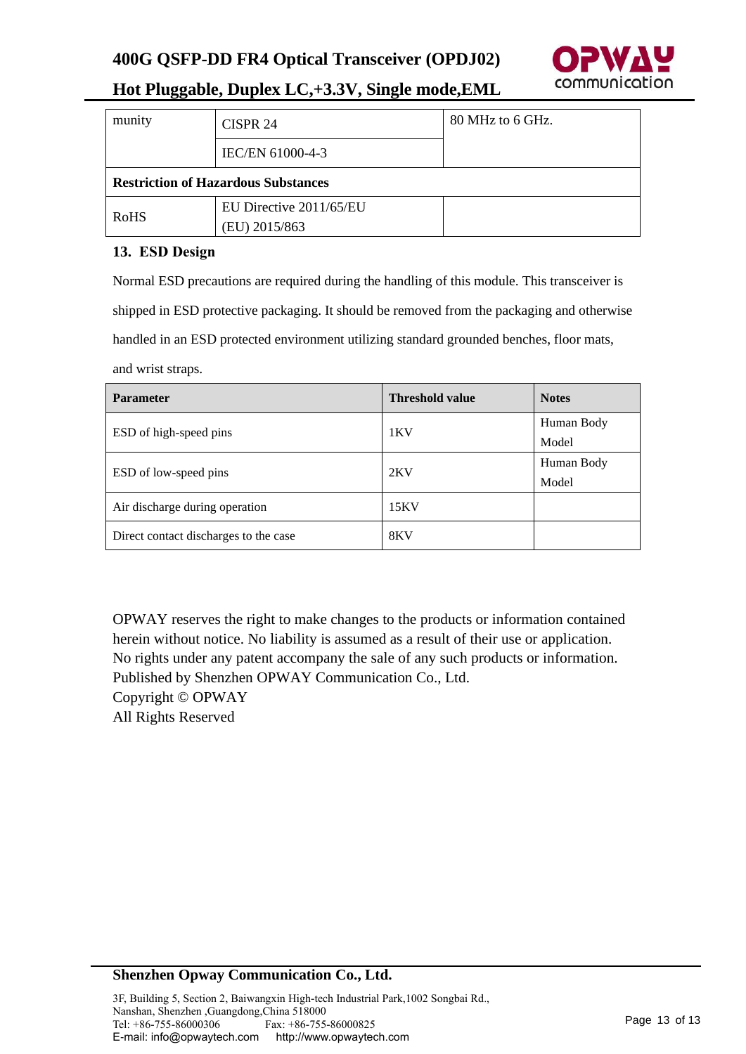| | | |
|---|---|---|
| munity | CISPR 24 | 80 MHz to 6 GHz. |
| | IEC/EN 61000-4-3 | |
| **Restriction of Hazardous Substances** | | |
| RoHS | EU Directive 2011/65/EU<br>(EU) 2015/863 | |

## 13. ESD Design

Normal ESD precautions are required during the handling of this module. This transceiver is shipped in ESD protective packaging. It should be removed from the packaging and otherwise handled in an ESD protected environment utilizing standard grounded benches, floor mats, and wrist straps.

| Parameter | Threshold value | Notes |
|---|---|---|
| ESD of high-speed pins | 1KV | Human Body Model |
| ESD of low-speed pins | 2KV | Human Body Model |
| Air discharge during operation | 15KV | |
| Direct contact discharges to the case | 8KV | |

OPWAY reserves the right to make changes to the products or information contained herein without notice. No liability is assumed as a result of their use or application. No rights under any patent accompany the sale of any such products or information.
Published by Shenzhen OPWAY Communication Co., Ltd.
Copyright © OPWAY
All Rights Reserved